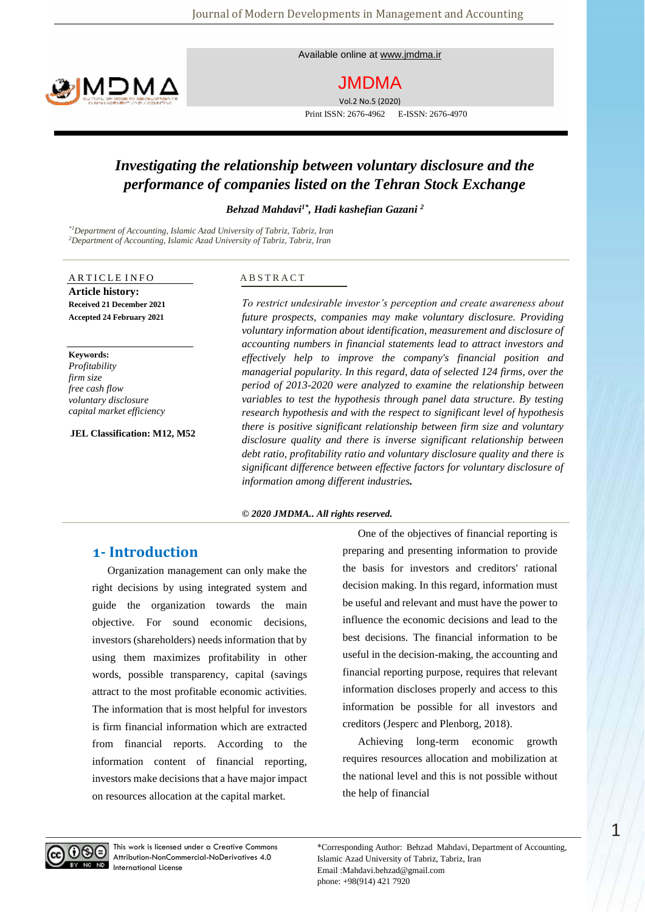Available online at www.jmdma.ir

JMDMA

Print ISSN: 2676-4962 E-ISSN: 2676-4970

# *Investigating the relationship between voluntary disclosure and the performance of companies listed on the Tehran Stock Exchange*

***Behzad Mahdavi[1*], Hadi kashefian Gazani [2]***

*[*1]Department of Accounting, Islamic Azad University of Tabriz, Tabriz, Iran*
*[2]Department of Accounting, Islamic Azad University of Tabriz, Tabriz, Iran*

ARTICLE INFO

**Article history:**
**Received 21 December 2021**
**Accepted 24 February 2021**

**Keywords:**
*Profitability*
*firm size*
*free cash flow*
*voluntary disclosure*
*capital market efficiency*

**JEL Classification: M12, M52**

ABSTRACT

*To restrict undesirable investor's perception and create awareness about future prospects, companies may make voluntary disclosure. Providing voluntary information about identification, measurement and disclosure of accounting numbers in financial statements lead to attract investors and effectively help to improve the company's financial position and managerial popularity. In this regard, data of selected 124 firms, over the period of 2013-2020 were analyzed to examine the relationship between variables to test the hypothesis through panel data structure. By testing research hypothesis and with the respect to significant level of hypothesis there is positive significant relationship between firm size and voluntary disclosure quality and there is inverse significant relationship between debt ratio, profitability ratio and voluntary disclosure quality and there is significant difference between effective factors for voluntary disclosure of information among different industries.*

***© 2020 JMDMA.. All rights reserved.***

## 1- Introduction

Organization management can only make the right decisions by using integrated system and guide the organization towards the main objective. For sound economic decisions, investors (shareholders) needs information that by using them maximizes profitability in other words, possible transparency, capital (savings attract to the most profitable economic activities. The information that is most helpful for investors is firm financial information which are extracted from financial reports. According to the information content of financial reporting, investors make decisions that a have major impact on resources allocation at the capital market.

One of the objectives of financial reporting is preparing and presenting information to provide the basis for investors and creditors' rational decision making. In this regard, information must be useful and relevant and must have the power to influence the economic decisions and lead to the best decisions. The financial information to be useful in the decision-making, the accounting and financial reporting purpose, requires that relevant information discloses properly and access to this information be possible for all investors and creditors (Jesperc and Plenborg, 2018).

Achieving long-term economic growth requires resources allocation and mobilization at the national level and this is not possible without the help of financial

This work is licensed under a Creative Commons Attribution-NonCommercial-NoDerivatives 4.0 International License

*Corresponding Author: Behzad Mahdavi, Department of Accounting, Islamic Azad University of Tabriz, Tabriz, Iran
Email :Mahdavi.behzad@gmail.com
phone: +98(914) 421 7920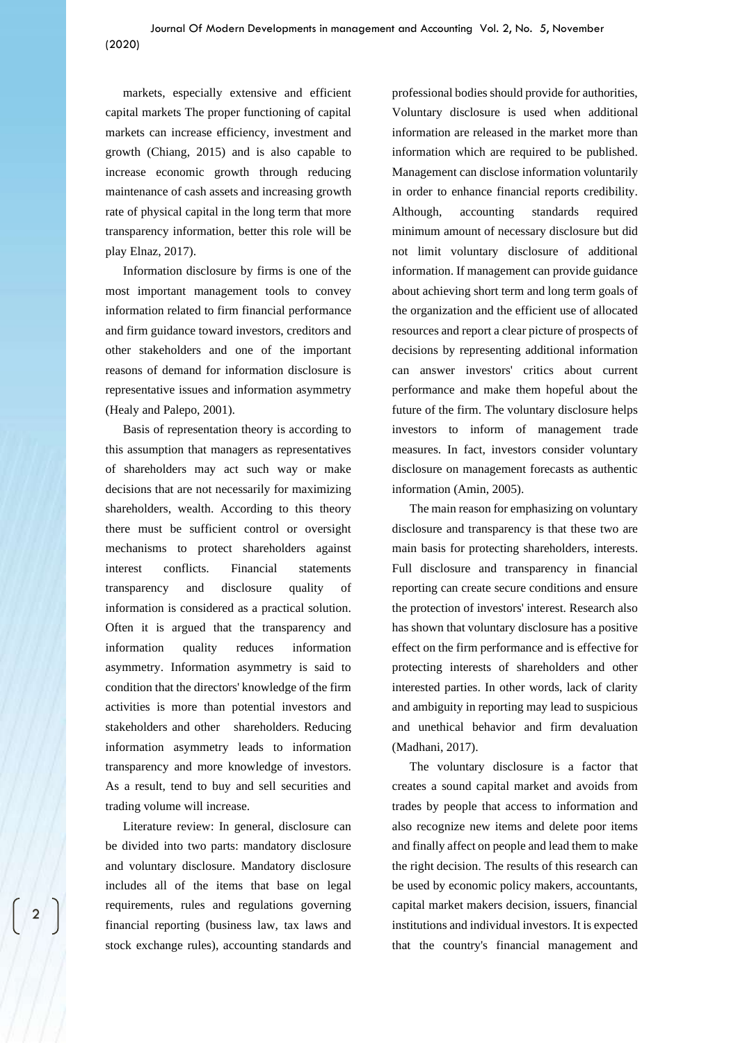markets, especially extensive and efficient capital markets The proper functioning of capital markets can increase efficiency, investment and growth (Chiang, 2015) and is also capable to increase economic growth through reducing maintenance of cash assets and increasing growth rate of physical capital in the long term that more transparency information, better this role will be play Elnaz, 2017).

Information disclosure by firms is one of the most important management tools to convey information related to firm financial performance and firm guidance toward investors, creditors and other stakeholders and one of the important reasons of demand for information disclosure is representative issues and information asymmetry (Healy and Palepo, 2001).

Basis of representation theory is according to this assumption that managers as representatives of shareholders may act such way or make decisions that are not necessarily for maximizing shareholders, wealth. According to this theory there must be sufficient control or oversight mechanisms to protect shareholders against interest conflicts. Financial statements transparency and disclosure quality of information is considered as a practical solution. Often it is argued that the transparency and information quality reduces information asymmetry. Information asymmetry is said to condition that the directors' knowledge of the firm activities is more than potential investors and stakeholders and other shareholders. Reducing information asymmetry leads to information transparency and more knowledge of investors. As a result, tend to buy and sell securities and trading volume will increase.

Literature review: In general, disclosure can be divided into two parts: mandatory disclosure and voluntary disclosure. Mandatory disclosure includes all of the items that base on legal requirements, rules and regulations governing financial reporting (business law, tax laws and stock exchange rules), accounting standards and professional bodies should provide for authorities, Voluntary disclosure is used when additional information are released in the market more than information which are required to be published. Management can disclose information voluntarily in order to enhance financial reports credibility. Although, accounting standards required minimum amount of necessary disclosure but did not limit voluntary disclosure of additional information. If management can provide guidance about achieving short term and long term goals of the organization and the efficient use of allocated resources and report a clear picture of prospects of decisions by representing additional information can answer investors' critics about current performance and make them hopeful about the future of the firm. The voluntary disclosure helps investors to inform of management trade measures. In fact, investors consider voluntary disclosure on management forecasts as authentic information (Amin, 2005).

The main reason for emphasizing on voluntary disclosure and transparency is that these two are main basis for protecting shareholders, interests. Full disclosure and transparency in financial reporting can create secure conditions and ensure the protection of investors' interest. Research also has shown that voluntary disclosure has a positive effect on the firm performance and is effective for protecting interests of shareholders and other interested parties. In other words, lack of clarity and ambiguity in reporting may lead to suspicious and unethical behavior and firm devaluation (Madhani, 2017).

The voluntary disclosure is a factor that creates a sound capital market and avoids from trades by people that access to information and also recognize new items and delete poor items and finally affect on people and lead them to make the right decision. The results of this research can be used by economic policy makers, accountants, capital market makers decision, issuers, financial institutions and individual investors. It is expected that the country's financial management and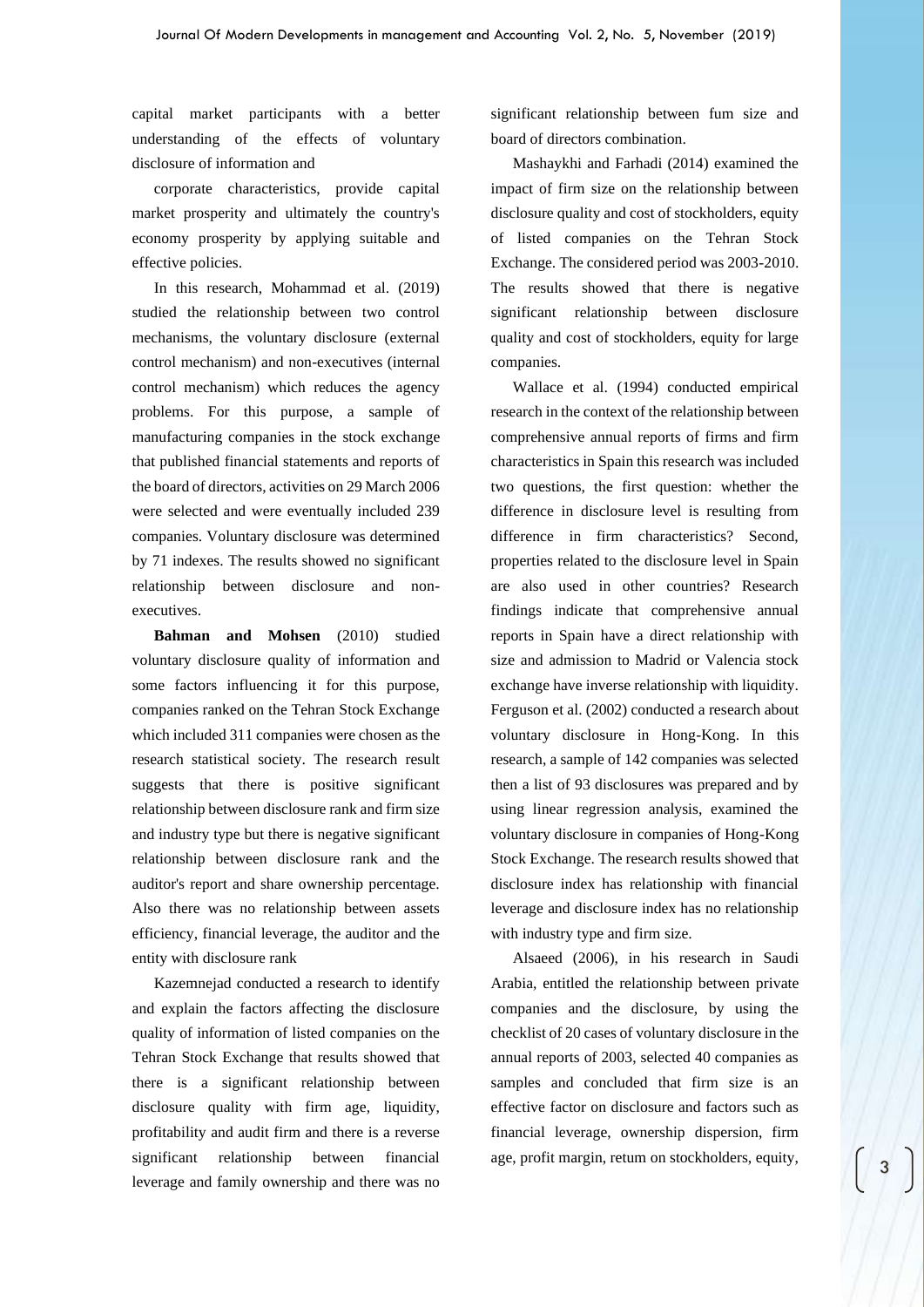capital market participants with a better understanding of the effects of voluntary disclosure of information and

corporate characteristics, provide capital market prosperity and ultimately the country's economy prosperity by applying suitable and effective policies.

In this research, Mohammad et al. (2019) studied the relationship between two control mechanisms, the voluntary disclosure (external control mechanism) and non-executives (internal control mechanism) which reduces the agency problems. For this purpose, a sample of manufacturing companies in the stock exchange that published financial statements and reports of the board of directors, activities on 29 March 2006 were selected and were eventually included 239 companies. Voluntary disclosure was determined by 71 indexes. The results showed no significant relationship between disclosure and non-executives.

**Bahman and Mohsen** (2010) studied voluntary disclosure quality of information and some factors influencing it for this purpose, companies ranked on the Tehran Stock Exchange which included 311 companies were chosen as the research statistical society. The research result suggests that there is positive significant relationship between disclosure rank and firm size and industry type but there is negative significant relationship between disclosure rank and the auditor's report and share ownership percentage. Also there was no relationship between assets efficiency, financial leverage, the auditor and the entity with disclosure rank

Kazemnejad conducted a research to identify and explain the factors affecting the disclosure quality of information of listed companies on the Tehran Stock Exchange that results showed that there is a significant relationship between disclosure quality with firm age, liquidity, profitability and audit firm and there is a reverse significant relationship between financial leverage and family ownership and there was no significant relationship between fum size and board of directors combination.

Mashaykhi and Farhadi (2014) examined the impact of firm size on the relationship between disclosure quality and cost of stockholders, equity of listed companies on the Tehran Stock Exchange. The considered period was 2003-2010. The results showed that there is negative significant relationship between disclosure quality and cost of stockholders, equity for large companies.

Wallace et al. (1994) conducted empirical research in the context of the relationship between comprehensive annual reports of firms and firm characteristics in Spain this research was included two questions, the first question: whether the difference in disclosure level is resulting from difference in firm characteristics? Second, properties related to the disclosure level in Spain are also used in other countries? Research findings indicate that comprehensive annual reports in Spain have a direct relationship with size and admission to Madrid or Valencia stock exchange have inverse relationship with liquidity. Ferguson et al. (2002) conducted a research about voluntary disclosure in Hong-Kong. In this research, a sample of 142 companies was selected then a list of 93 disclosures was prepared and by using linear regression analysis, examined the voluntary disclosure in companies of Hong-Kong Stock Exchange. The research results showed that disclosure index has relationship with financial leverage and disclosure index has no relationship with industry type and firm size.

Alsaeed (2006), in his research in Saudi Arabia, entitled the relationship between private companies and the disclosure, by using the checklist of 20 cases of voluntary disclosure in the annual reports of 2003, selected 40 companies as samples and concluded that firm size is an effective factor on disclosure and factors such as financial leverage, ownership dispersion, firm age, profit margin, retum on stockholders, equity,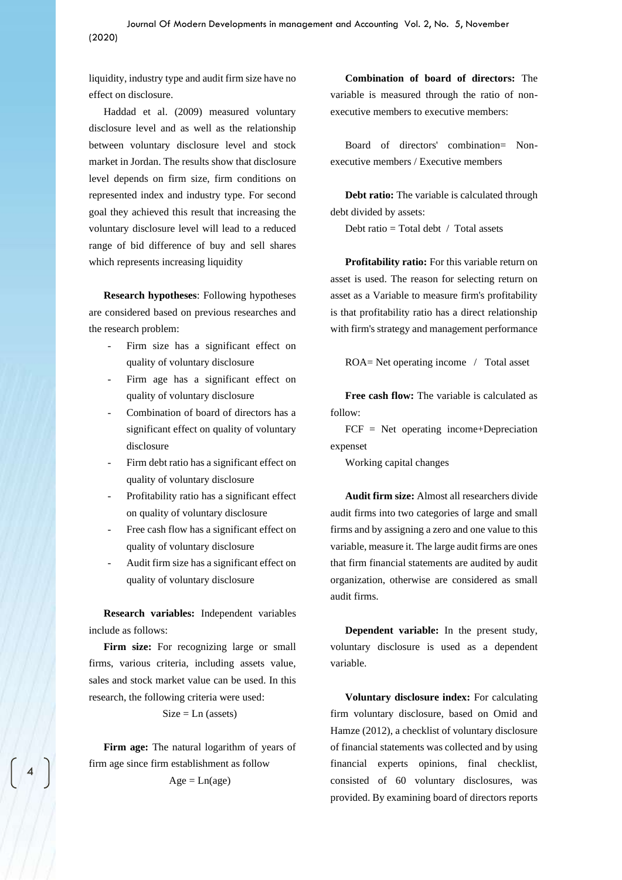liquidity, industry type and audit firm size have no effect on disclosure.

Haddad et al. (2009) measured voluntary disclosure level and as well as the relationship between voluntary disclosure level and stock market in Jordan. The results show that disclosure level depends on firm size, firm conditions on represented index and industry type. For second goal they achieved this result that increasing the voluntary disclosure level will lead to a reduced range of bid difference of buy and sell shares which represents increasing liquidity

**Research hypotheses**: Following hypotheses are considered based on previous researches and the research problem:

- Firm size has a significant effect on quality of voluntary disclosure
- Firm age has a significant effect on quality of voluntary disclosure
- Combination of board of directors has a significant effect on quality of voluntary disclosure
- Firm debt ratio has a significant effect on quality of voluntary disclosure
- Profitability ratio has a significant effect on quality of voluntary disclosure
- Free cash flow has a significant effect on quality of voluntary disclosure
- Audit firm size has a significant effect on quality of voluntary disclosure

**Research variables:** Independent variables include as follows:

**Firm size:** For recognizing large or small firms, various criteria, including assets value, sales and stock market value can be used. In this research, the following criteria were used:

$$\text{Size} = \text{Ln (assets)}$$

**Firm age:** The natural logarithm of years of firm age since firm establishment as follow

$$\text{Age} = \text{Ln(age)}$$

**Combination of board of directors:** The variable is measured through the ratio of non-executive members to executive members:

Board of directors' combination= Non-executive members / Executive members

**Debt ratio:** The variable is calculated through debt divided by assets:

Debt ratio = Total debt / Total assets

**Profitability ratio:** For this variable return on asset is used. The reason for selecting return on asset as a Variable to measure firm's profitability is that profitability ratio has a direct relationship with firm's strategy and management performance

ROA= Net operating income / Total asset

**Free cash flow:** The variable is calculated as follow:

FCF = Net operating income+Depreciation expenset

Working capital changes

**Audit firm size:** Almost all researchers divide audit firms into two categories of large and small firms and by assigning a zero and one value to this variable, measure it. The large audit firms are ones that firm financial statements are audited by audit organization, otherwise are considered as small audit firms.

**Dependent variable:** In the present study, voluntary disclosure is used as a dependent variable.

**Voluntary disclosure index:** For calculating firm voluntary disclosure, based on Omid and Hamze (2012), a checklist of voluntary disclosure of financial statements was collected and by using financial experts opinions, final checklist, consisted of 60 voluntary disclosures, was provided. By examining board of directors reports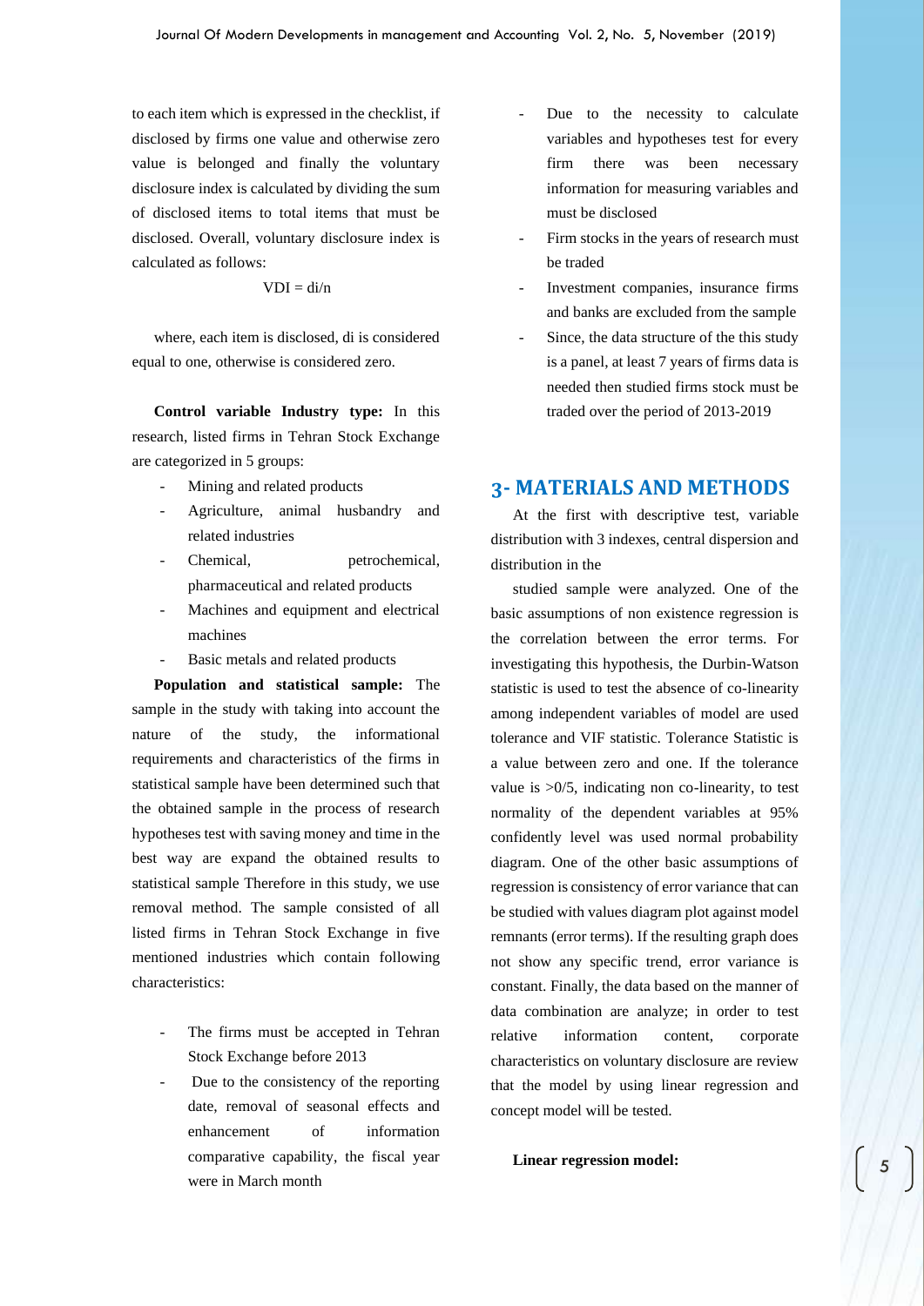to each item which is expressed in the checklist, if disclosed by firms one value and otherwise zero value is belonged and finally the voluntary disclosure index is calculated by dividing the sum of disclosed items to total items that must be disclosed. Overall, voluntary disclosure index is calculated as follows:

$$VDI = di/n$$

where, each item is disclosed, di is considered equal to one, otherwise is considered zero.

**Control variable Industry type:** In this research, listed firms in Tehran Stock Exchange are categorized in 5 groups:

- Mining and related products
- Agriculture, animal husbandry and related industries
- Chemical, petrochemical, pharmaceutical and related products
- Machines and equipment and electrical machines
- Basic metals and related products

**Population and statistical sample:** The sample in the study with taking into account the nature of the study, the informational requirements and characteristics of the firms in statistical sample have been determined such that the obtained sample in the process of research hypotheses test with saving money and time in the best way are expand the obtained results to statistical sample Therefore in this study, we use removal method. The sample consisted of all listed firms in Tehran Stock Exchange in five mentioned industries which contain following characteristics:

- The firms must be accepted in Tehran Stock Exchange before 2013
- Due to the consistency of the reporting date, removal of seasonal effects and enhancement of information comparative capability, the fiscal year were in March month
- Due to the necessity to calculate variables and hypotheses test for every firm there was been necessary information for measuring variables and must be disclosed
- Firm stocks in the years of research must be traded
- Investment companies, insurance firms and banks are excluded from the sample
- Since, the data structure of the this study is a panel, at least 7 years of firms data is needed then studied firms stock must be traded over the period of 2013-2019

## 3- MATERIALS AND METHODS

At the first with descriptive test, variable distribution with 3 indexes, central dispersion and distribution in the

studied sample were analyzed. One of the basic assumptions of non existence regression is the correlation between the error terms. For investigating this hypothesis, the Durbin-Watson statistic is used to test the absence of co-linearity among independent variables of model are used tolerance and VIF statistic. Tolerance Statistic is a value between zero and one. If the tolerance value is >0/5, indicating non co-linearity, to test normality of the dependent variables at 95% confidently level was used normal probability diagram. One of the other basic assumptions of regression is consistency of error variance that can be studied with values diagram plot against model remnants (error terms). If the resulting graph does not show any specific trend, error variance is constant. Finally, the data based on the manner of data combination are analyze; in order to test relative information content, corporate characteristics on voluntary disclosure are review that the model by using linear regression and concept model will be tested.

**Linear regression model:**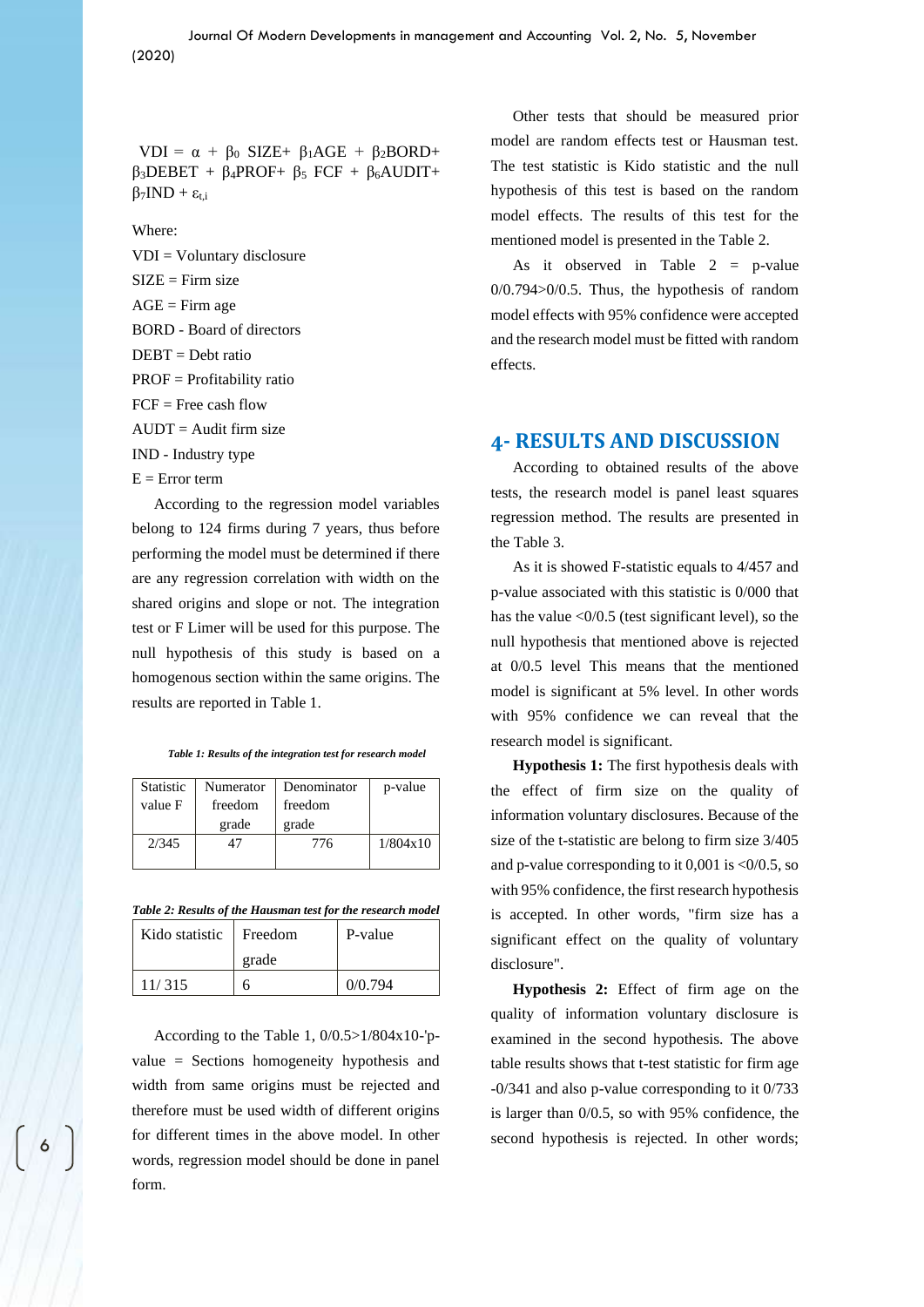$$VDI = \alpha + \beta_0 \text{ SIZE} + \beta_1 \text{AGE} + \beta_2 \text{BORD} + \beta_3 \text{DEBET} + \beta_4 \text{PROF} + \beta_5 \text{ FCF} + \beta_6 \text{AUDIT} + \beta_7 \text{IND} + \varepsilon_{t,i}$$

Where:

VDI = Voluntary disclosure

SIZE = Firm size

AGE = Firm age

BORD - Board of directors

DEBT = Debt ratio

PROF = Profitability ratio

FCF = Free cash flow

AUDT = Audit firm size

IND - Industry type

E = Error term

According to the regression model variables belong to 124 firms during 7 years, thus before performing the model must be determined if there are any regression correlation with width on the shared origins and slope or not. The integration test or F Limer will be used for this purpose. The null hypothesis of this study is based on a homogenous section within the same origins. The results are reported in Table 1.

*Table 1: Results of the integration test for research model*

| Statistic value F | Numerator freedom grade | Denominator freedom grade | p-value |
|---|---|---|---|
| 2/345 | 47 | 776 | 1/804x10 |

*Table 2: Results of the Hausman test for the research model*

| Kido statistic | Freedom grade | P-value |
|---|---|---|
| 11/ 315 | 6 | 0/0.794 |

According to the Table 1, 0/0.5>1/804x10-'p-value = Sections homogeneity hypothesis and width from same origins must be rejected and therefore must be used width of different origins for different times in the above model. In other words, regression model should be done in panel form.

Other tests that should be measured prior model are random effects test or Hausman test. The test statistic is Kido statistic and the null hypothesis of this test is based on the random model effects. The results of this test for the mentioned model is presented in the Table 2.

As it observed in Table 2 = p-value 0/0.794>0/0.5. Thus, the hypothesis of random model effects with 95% confidence were accepted and the research model must be fitted with random effects.

## 4- RESULTS AND DISCUSSION

According to obtained results of the above tests, the research model is panel least squares regression method. The results are presented in the Table 3.

As it is showed F-statistic equals to 4/457 and p-value associated with this statistic is 0/000 that has the value <0/0.5 (test significant level), so the null hypothesis that mentioned above is rejected at 0/0.5 level This means that the mentioned model is significant at 5% level. In other words with 95% confidence we can reveal that the research model is significant.

**Hypothesis 1:** The first hypothesis deals with the effect of firm size on the quality of information voluntary disclosures. Because of the size of the t-statistic are belong to firm size 3/405 and p-value corresponding to it 0,001 is <0/0.5, so with 95% confidence, the first research hypothesis is accepted. In other words, "firm size has a significant effect on the quality of voluntary disclosure".

**Hypothesis 2:** Effect of firm age on the quality of information voluntary disclosure is examined in the second hypothesis. The above table results shows that t-test statistic for firm age -0/341 and also p-value corresponding to it 0/733 is larger than 0/0.5, so with 95% confidence, the second hypothesis is rejected. In other words;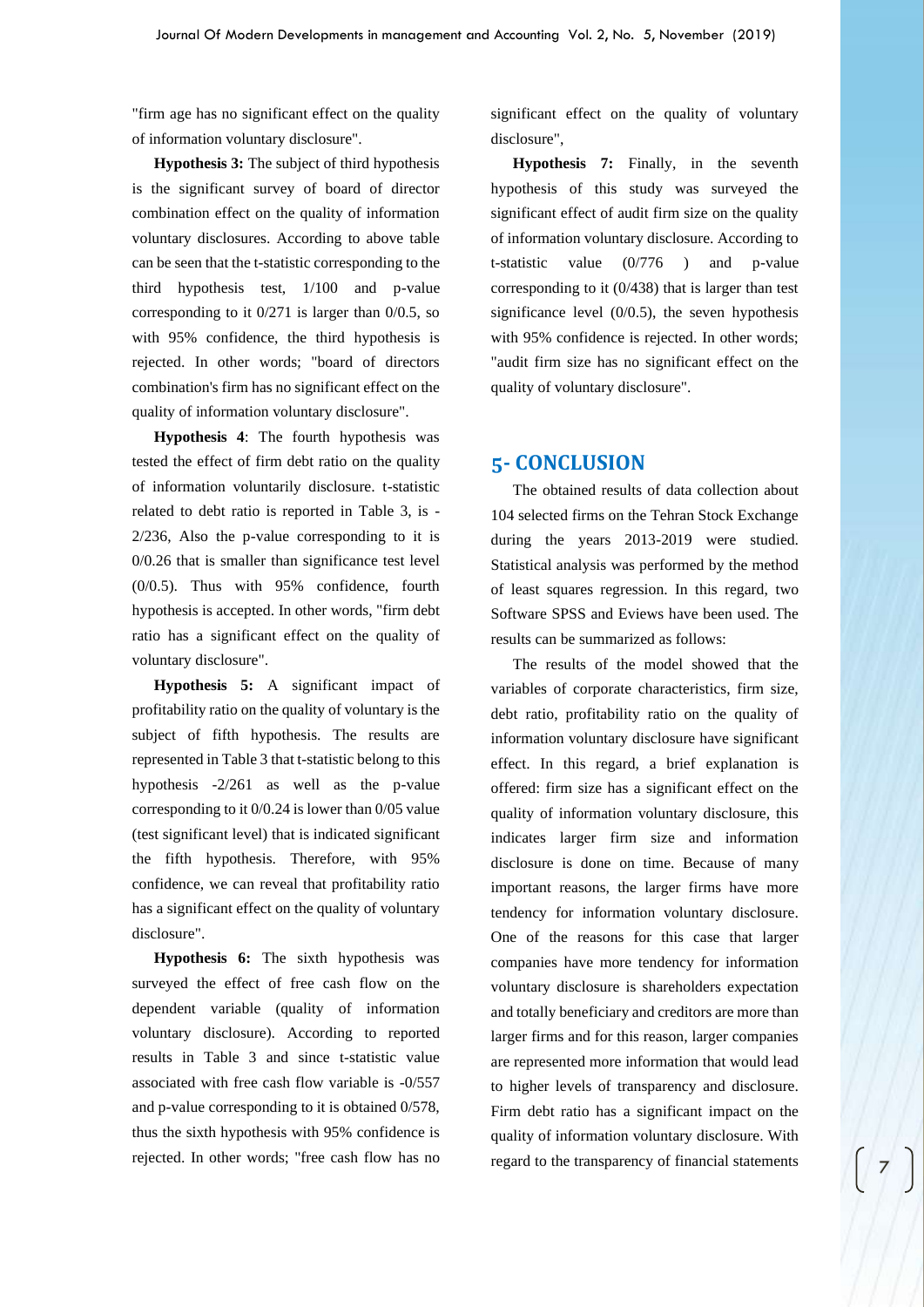"firm age has no significant effect on the quality of information voluntary disclosure".

**Hypothesis 3:** The subject of third hypothesis is the significant survey of board of director combination effect on the quality of information voluntary disclosures. According to above table can be seen that the t-statistic corresponding to the third hypothesis test, 1/100 and p-value corresponding to it 0/271 is larger than 0/0.5, so with 95% confidence, the third hypothesis is rejected. In other words; "board of directors combination's firm has no significant effect on the quality of information voluntary disclosure".

**Hypothesis 4**: The fourth hypothesis was tested the effect of firm debt ratio on the quality of information voluntarily disclosure. t-statistic related to debt ratio is reported in Table 3, is -2/236, Also the p-value corresponding to it is 0/0.26 that is smaller than significance test level (0/0.5). Thus with 95% confidence, fourth hypothesis is accepted. In other words, "firm debt ratio has a significant effect on the quality of voluntary disclosure".

**Hypothesis 5:** A significant impact of profitability ratio on the quality of voluntary is the subject of fifth hypothesis. The results are represented in Table 3 that t-statistic belong to this hypothesis -2/261 as well as the p-value corresponding to it 0/0.24 is lower than 0/05 value (test significant level) that is indicated significant the fifth hypothesis. Therefore, with 95% confidence, we can reveal that profitability ratio has a significant effect on the quality of voluntary disclosure".

**Hypothesis 6:** The sixth hypothesis was surveyed the effect of free cash flow on the dependent variable (quality of information voluntary disclosure). According to reported results in Table 3 and since t-statistic value associated with free cash flow variable is -0/557 and p-value corresponding to it is obtained 0/578, thus the sixth hypothesis with 95% confidence is rejected. In other words; "free cash flow has no significant effect on the quality of voluntary disclosure",

**Hypothesis 7:** Finally, in the seventh hypothesis of this study was surveyed the significant effect of audit firm size on the quality of information voluntary disclosure. According to t-statistic value (0/776 ) and p-value corresponding to it (0/438) that is larger than test significance level (0/0.5), the seven hypothesis with 95% confidence is rejected. In other words; "audit firm size has no significant effect on the quality of voluntary disclosure".

## 5- CONCLUSION

The obtained results of data collection about 104 selected firms on the Tehran Stock Exchange during the years 2013-2019 were studied. Statistical analysis was performed by the method of least squares regression. In this regard, two Software SPSS and Eviews have been used. The results can be summarized as follows:

The results of the model showed that the variables of corporate characteristics, firm size, debt ratio, profitability ratio on the quality of information voluntary disclosure have significant effect. In this regard, a brief explanation is offered: firm size has a significant effect on the quality of information voluntary disclosure, this indicates larger firm size and information disclosure is done on time. Because of many important reasons, the larger firms have more tendency for information voluntary disclosure. One of the reasons for this case that larger companies have more tendency for information voluntary disclosure is shareholders expectation and totally beneficiary and creditors are more than larger firms and for this reason, larger companies are represented more information that would lead to higher levels of transparency and disclosure. Firm debt ratio has a significant impact on the quality of information voluntary disclosure. With regard to the transparency of financial statements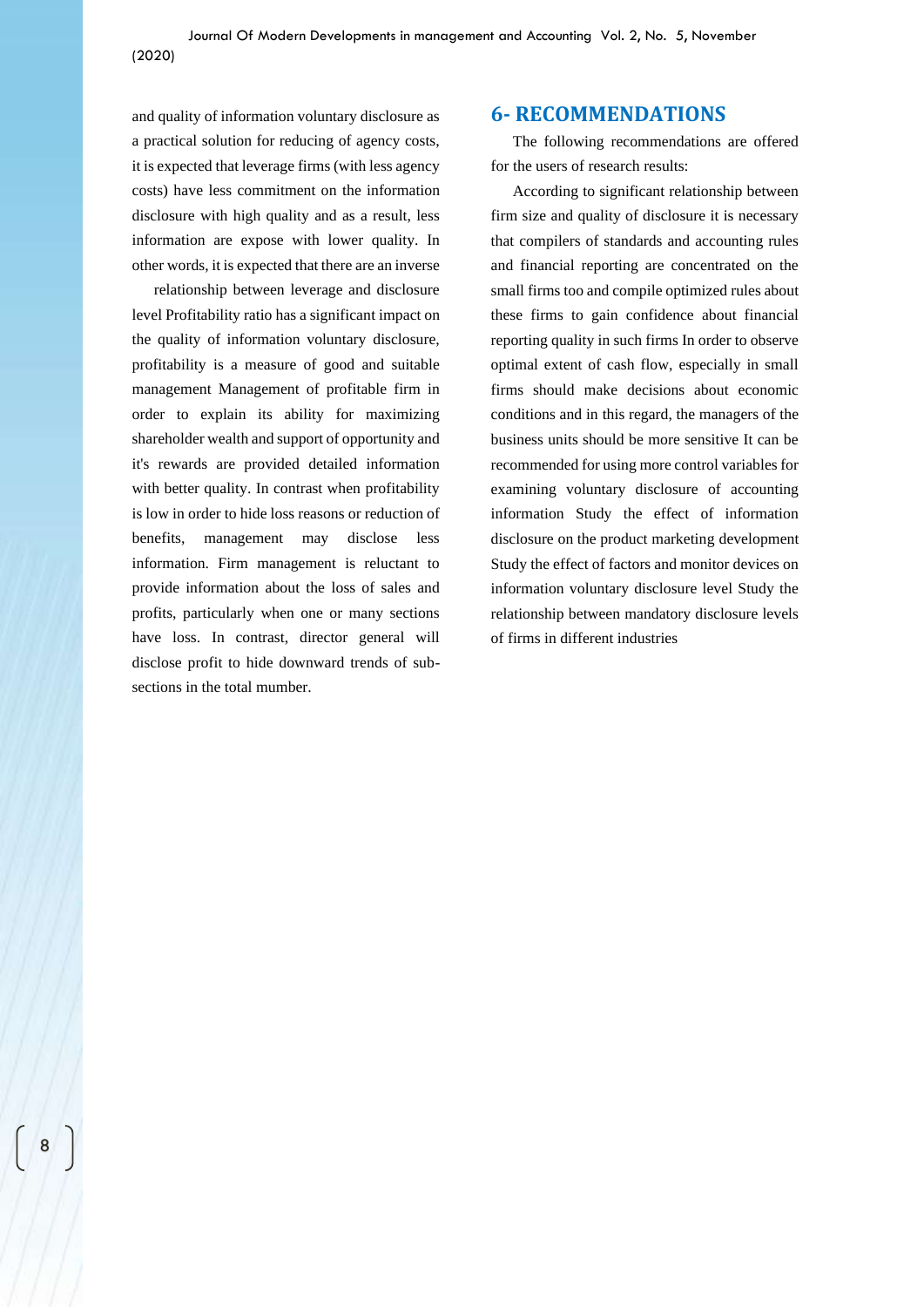and quality of information voluntary disclosure as a practical solution for reducing of agency costs, it is expected that leverage firms (with less agency costs) have less commitment on the information disclosure with high quality and as a result, less information are expose with lower quality. In other words, it is expected that there are an inverse

relationship between leverage and disclosure level Profitability ratio has a significant impact on the quality of information voluntary disclosure, profitability is a measure of good and suitable management Management of profitable firm in order to explain its ability for maximizing shareholder wealth and support of opportunity and it's rewards are provided detailed information with better quality. In contrast when profitability is low in order to hide loss reasons or reduction of benefits, management may disclose less information. Firm management is reluctant to provide information about the loss of sales and profits, particularly when one or many sections have loss. In contrast, director general will disclose profit to hide downward trends of sub-sections in the total mumber.

## 6- RECOMMENDATIONS

The following recommendations are offered for the users of research results:

According to significant relationship between firm size and quality of disclosure it is necessary that compilers of standards and accounting rules and financial reporting are concentrated on the small firms too and compile optimized rules about these firms to gain confidence about financial reporting quality in such firms In order to observe optimal extent of cash flow, especially in small firms should make decisions about economic conditions and in this regard, the managers of the business units should be more sensitive It can be recommended for using more control variables for examining voluntary disclosure of accounting information Study the effect of information disclosure on the product marketing development Study the effect of factors and monitor devices on information voluntary disclosure level Study the relationship between mandatory disclosure levels of firms in different industries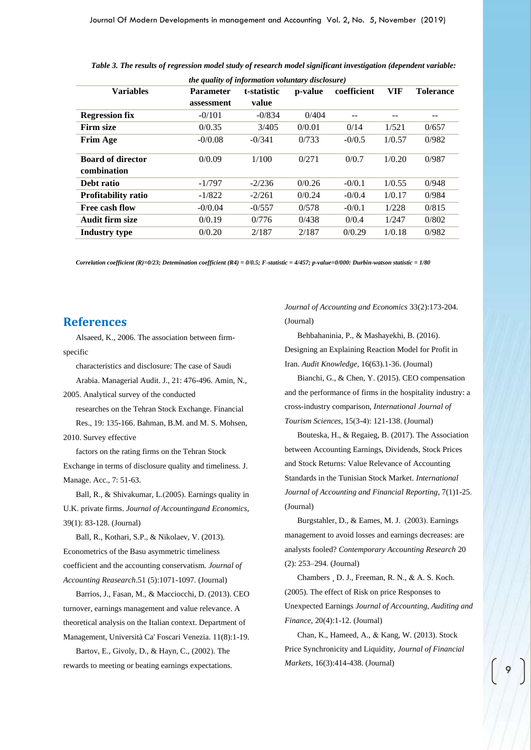*Table 3. The results of regression model study of research model significant investigation (dependent variable: the quality of information voluntary disclosure)*

| Variables | Parameter assessment | t-statistic value | p-value | coefficient | VIF | Tolerance |
|---|---|---|---|---|---|---|
| **Regression fix** | -0/101 | -0/834 | 0/404 | -- | -- | -- |
| **Firm size** | 0/0.35 | 3/405 | 0/0.01 | 0/14 | 1/521 | 0/657 |
| **Frim Age** | -0/0.08 | -0/341 | 0/733 | -0/0.5 | 1/0.57 | 0/982 |
| **Board of director combination** | 0/0.09 | 1/100 | 0/271 | 0/0.7 | 1/0.20 | 0/987 |
| **Debt ratio** | -1/797 | -2/236 | 0/0.26 | -0/0.1 | 1/0.55 | 0/948 |
| **Profitability ratio** | -1/822 | -2/261 | 0/0.24 | -0/0.4 | 1/0.17 | 0/984 |
| **Free cash flow** | -0/0.04 | -0/557 | 0/578 | -0/0.1 | 1/228 | 0/815 |
| **Audit firm size** | 0/0.19 | 0/776 | 0/438 | 0/0.4 | 1/247 | 0/802 |
| **Industry type** | 0/0.20 | 2/187 | 2/187 | 0/0.29 | 1/0.18 | 0/982 |

*Correlation coefficient (R)=0/23; Detemination coefficient (R4) = 0/0.5; F-statistic = 4/457; p-value=0/000: Durbin-watson statistic = 1/80*

## References

Alsaeed, K., 2006. The association between firm-specific

characteristics and disclosure: The case of Saudi Arabia. Managerial Audit. J., 21: 476-496. Amin, N., 2005. Analytical survey of the conducted

researches on the Tehran Stock Exchange. Financial Res., 19: 135-166. Bahman, B.M. and M. S. Mohsen, 2010. Survey effective

factors on the rating firms on the Tehran Stock Exchange in terms of disclosure quality and timeliness. J. Manage. Acc., 7: 51-63.

Ball, R., & Shivakumar, L.(2005). Earnings quality in U.K. private firms. *Journal of Accountingand Economics*, 39(1): 83-128. (Journal)

Ball, R., Kothari, S.P., & Nikolaev, V. (2013). Econometrics of the Basu asymmetric timeliness coefficient and the accounting conservatism. *Journal of Accounting Reasearch*.51 (5):1071-1097. (Journal)

Barrios, J., Fasan, M., & Macciocchi, D. (2013). CEO turnover, earnings management and value relevance. A theoretical analysis on the Italian context. Department of Management, Università Ca' Foscari Venezia. 11(8):1-19.

Bartov, E., Givoly, D., & Hayn, C., (2002). The rewards to meeting or beating earnings expectations. *Journal of Accounting and Economics* 33(2):173-204. (Journal)

Behbahaninia, P., & Mashayekhi, B. (2016). Designing an Explaining Reaction Model for Profit in Iran. *Audit Knowledge*, 16(63).1-36. (Journal)

Bianchi, G., & Chen, Y. (2015). CEO compensation and the performance of firms in the hospitality industry: a cross-industry comparison, *International Journal of Tourism Sciences*, 15(3-4): 121-138. (Journal)

Bouteska, H., & Regaieg, B. (2017). The Association between Accounting Earnings, Dividends, Stock Prices and Stock Returns: Value Relevance of Accounting Standards in the Tunisian Stock Market. *International Journal of Accounting and Financial Reporting*, 7(1)1-25. (Journal)

Burgstahler, D., & Eames, M. J. (2003). Earnings management to avoid losses and earnings decreases: are analysts fooled? *Contemporary Accounting Research* 20 (2): 253–294. (Journal)

Chambers ¸ D. J., Freeman, R. N., & A. S. Koch. (2005). The effect of Risk on price Responses to Unexpected Earnings *Journal of Accounting, Auditing and Finance*, 20(4):1-12. (Journal)

Chan, K., Hameed, A., & Kang, W. (2013). Stock Price Synchronicity and Liquidity, *Journal of Financial Markets*, 16(3):414-438. (Journal)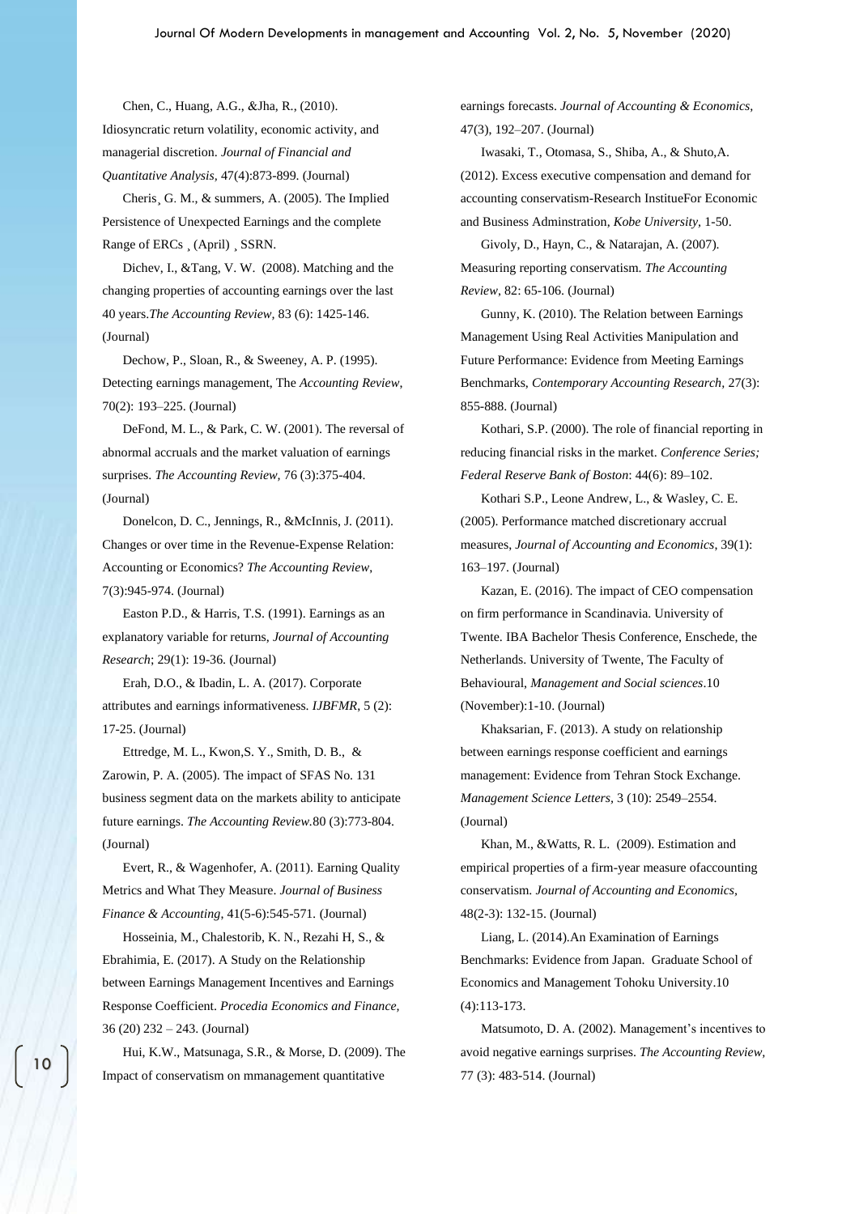Chen, C., Huang, A.G., &Jha, R., (2010). Idiosyncratic return volatility, economic activity, and managerial discretion. *Journal of Financial and Quantitative Analysis*, 47(4):873-899. (Journal)

Cheris¸ G. M., & summers, A. (2005). The Implied Persistence of Unexpected Earnings and the complete Range of ERCs ¸ (April) ¸ SSRN.

Dichev, I., &Tang, V. W. (2008). Matching and the changing properties of accounting earnings over the last 40 years.*The Accounting Review*, 83 (6): 1425-146. (Journal)

Dechow, P., Sloan, R., & Sweeney, A. P. (1995). Detecting earnings management, The *Accounting Review*, 70(2): 193–225. (Journal)

DeFond, M. L., & Park, C. W. (2001). The reversal of abnormal accruals and the market valuation of earnings surprises. *The Accounting Review*, 76 (3):375-404. (Journal)

Donelcon, D. C., Jennings, R., &McInnis, J. (2011). Changes or over time in the Revenue-Expense Relation: Accounting or Economics? *The Accounting Review*, 7(3):945-974. (Journal)

Easton P.D., & Harris, T.S. (1991). Earnings as an explanatory variable for returns, *Journal of Accounting Research*; 29(1): 19-36. (Journal)

Erah, D.O., & Ibadin, L. A. (2017). Corporate attributes and earnings informativeness. *IJBFMR*, 5 (2): 17-25. (Journal)

Ettredge, M. L., Kwon,S. Y., Smith, D. B., & Zarowin, P. A. (2005). The impact of SFAS No. 131 business segment data on the markets ability to anticipate future earnings. *The Accounting Review*.80 (3):773-804. (Journal)

Evert, R., & Wagenhofer, A. (2011). Earning Quality Metrics and What They Measure. *Journal of Business Finance & Accounting*, 41(5-6):545-571. (Journal)

Hosseinia, M., Chalestorib, K. N., Rezahi H, S., & Ebrahimia, E. (2017). A Study on the Relationship between Earnings Management Incentives and Earnings Response Coefficient. *Procedia Economics and Finance*, 36 (20) 232 – 243. (Journal)

Hui, K.W., Matsunaga, S.R., & Morse, D. (2009). The Impact of conservatism on mmanagement quantitative earnings forecasts. *Journal of Accounting & Economics*, 47(3), 192–207. (Journal)

Iwasaki, T., Otomasa, S., Shiba, A., & Shuto,A. (2012). Excess executive compensation and demand for accounting conservatism-Research InstitueFor Economic and Business Adminstration, *Kobe University*, 1-50.

Givoly, D., Hayn, C., & Natarajan, A. (2007). Measuring reporting conservatism. *The Accounting Review*, 82: 65-106. (Journal)

Gunny, K. (2010). The Relation between Earnings Management Using Real Activities Manipulation and Future Performance: Evidence from Meeting Earnings Benchmarks, *Contemporary Accounting Research*, 27(3): 855-888. (Journal)

Kothari, S.P. (2000). The role of financial reporting in reducing financial risks in the market. *Conference Series; Federal Reserve Bank of Boston*: 44(6): 89–102.

Kothari S.P., Leone Andrew, L., & Wasley, C. E. (2005). Performance matched discretionary accrual measures, *Journal of Accounting and Economics*, 39(1): 163–197. (Journal)

Kazan, E. (2016). The impact of CEO compensation on firm performance in Scandinavia. University of Twente. IBA Bachelor Thesis Conference, Enschede, the Netherlands. University of Twente, The Faculty of Behavioural, *Management and Social sciences*.10 (November):1-10. (Journal)

Khaksarian, F. (2013). A study on relationship between earnings response coefficient and earnings management: Evidence from Tehran Stock Exchange. *Management Science Letters*, 3 (10): 2549–2554. (Journal)

Khan, M., &Watts, R. L. (2009). Estimation and empirical properties of a firm-year measure ofaccounting conservatism. *Journal of Accounting and Economics*, 48(2-3): 132-15. (Journal)

Liang, L. (2014).An Examination of Earnings Benchmarks: Evidence from Japan. Graduate School of Economics and Management Tohoku University.10 (4):113-173.

Matsumoto, D. A. (2002). Management's incentives to avoid negative earnings surprises. *The Accounting Review*, 77 (3): 483-514. (Journal)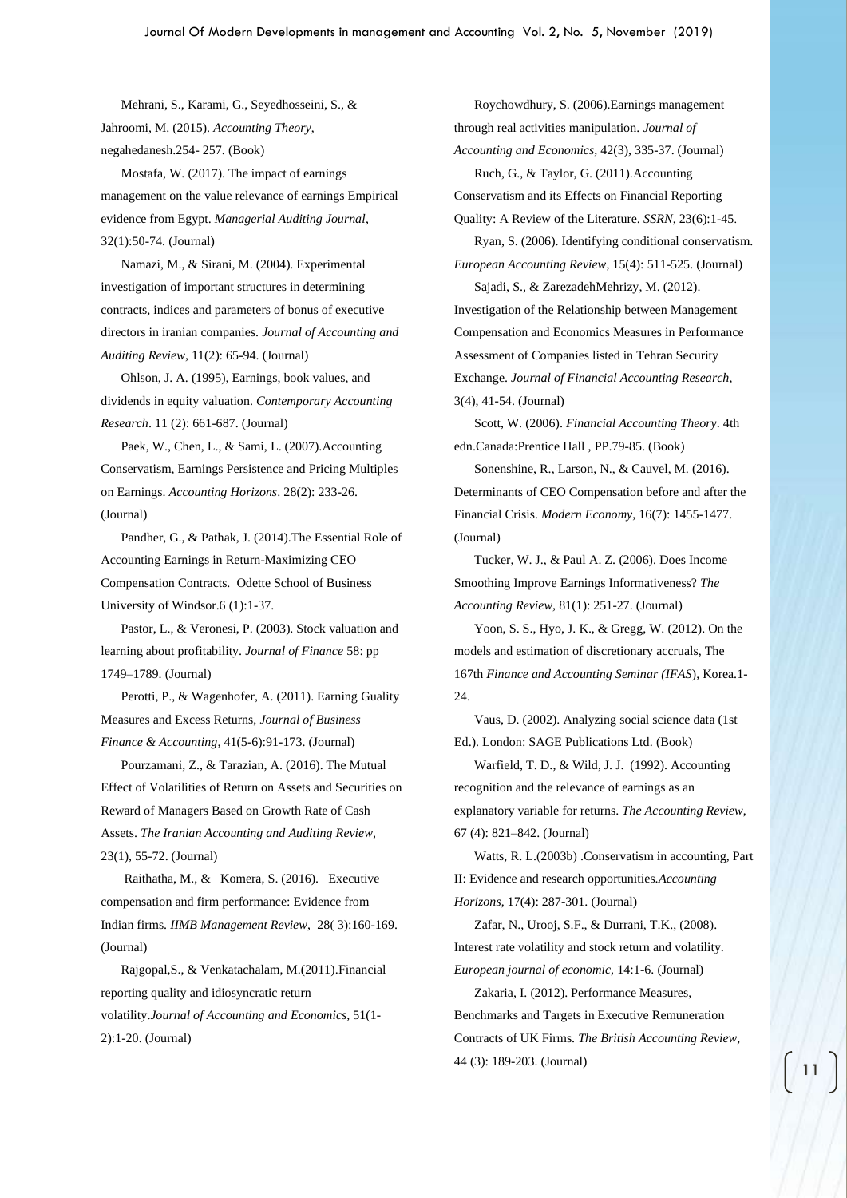Mehrani, S., Karami, G., Seyedhosseini, S., & Jahroomi, M. (2015). *Accounting Theory*, negahedanesh.254- 257. (Book)

Mostafa, W. (2017). The impact of earnings management on the value relevance of earnings Empirical evidence from Egypt. *Managerial Auditing Journal*, 32(1):50-74. (Journal)

Namazi, M., & Sirani, M. (2004). Experimental investigation of important structures in determining contracts, indices and parameters of bonus of executive directors in iranian companies. *Journal of Accounting and Auditing Review*, 11(2): 65-94. (Journal)

Ohlson, J. A. (1995), Earnings, book values, and dividends in equity valuation. *Contemporary Accounting Research*. 11 (2): 661-687. (Journal)

Paek, W., Chen, L., & Sami, L. (2007).Accounting Conservatism, Earnings Persistence and Pricing Multiples on Earnings. *Accounting Horizons*. 28(2): 233-26. (Journal)

Pandher, G., & Pathak, J. (2014).The Essential Role of Accounting Earnings in Return-Maximizing CEO Compensation Contracts. Odette School of Business University of Windsor.6 (1):1-37.

Pastor, L., & Veronesi, P. (2003). Stock valuation and learning about profitability. *Journal of Finance* 58: pp 1749–1789. (Journal)

Perotti, P., & Wagenhofer, A. (2011). Earning Guality Measures and Excess Returns, *Journal of Business Finance & Accounting*, 41(5-6):91-173. (Journal)

Pourzamani, Z., & Tarazian, A. (2016). The Mutual Effect of Volatilities of Return on Assets and Securities on Reward of Managers Based on Growth Rate of Cash Assets. *The Iranian Accounting and Auditing Review*, 23(1), 55-72. (Journal)

Raithatha, M., & Komera, S. (2016). Executive compensation and firm performance: Evidence from Indian firms. *IIMB Management Review*, 28( 3):160-169. (Journal)

Rajgopal,S., & Venkatachalam, M.(2011).Financial reporting quality and idiosyncratic return volatility.*Journal of Accounting and Economics*, 51(1-2):1-20. (Journal)

Roychowdhury, S. (2006).Earnings management through real activities manipulation. *Journal of Accounting and Economics*, 42(3), 335-37. (Journal)

Ruch, G., & Taylor, G. (2011).Accounting Conservatism and its Effects on Financial Reporting Quality: A Review of the Literature. *SSRN*, 23(6):1-45.

Ryan, S. (2006). Identifying conditional conservatism. *European Accounting Review*, 15(4): 511-525. (Journal)

Sajadi, S., & ZarezadehMehrizy, M. (2012). Investigation of the Relationship between Management Compensation and Economics Measures in Performance Assessment of Companies listed in Tehran Security Exchange. *Journal of Financial Accounting Research*, 3(4), 41-54. (Journal)

Scott, W. (2006). *Financial Accounting Theory*. 4th edn.Canada:Prentice Hall , PP.79-85. (Book)

Sonenshine, R., Larson, N., & Cauvel, M. (2016). Determinants of CEO Compensation before and after the Financial Crisis. *Modern Economy*, 16(7): 1455-1477. (Journal)

Tucker, W. J., & Paul A. Z. (2006). Does Income Smoothing Improve Earnings Informativeness? *The Accounting Review*, 81(1): 251-27. (Journal)

Yoon, S. S., Hyo, J. K., & Gregg, W. (2012). On the models and estimation of discretionary accruals, The 167th *Finance and Accounting Seminar (IFAS*), Korea.1-24.

Vaus, D. (2002). Analyzing social science data (1st Ed.). London: SAGE Publications Ltd. (Book)

Warfield, T. D., & Wild, J. J. (1992). Accounting recognition and the relevance of earnings as an explanatory variable for returns. *The Accounting Review*, 67 (4): 821–842. (Journal)

Watts, R. L.(2003b) .Conservatism in accounting, Part II: Evidence and research opportunities.*Accounting Horizons*, 17(4): 287-301. (Journal)

Zafar, N., Urooj, S.F., & Durrani, T.K., (2008). Interest rate volatility and stock return and volatility. *European journal of economic*, 14:1-6. (Journal)

Zakaria, I. (2012). Performance Measures, Benchmarks and Targets in Executive Remuneration Contracts of UK Firms. *The British Accounting Review*, 44 (3): 189-203. (Journal)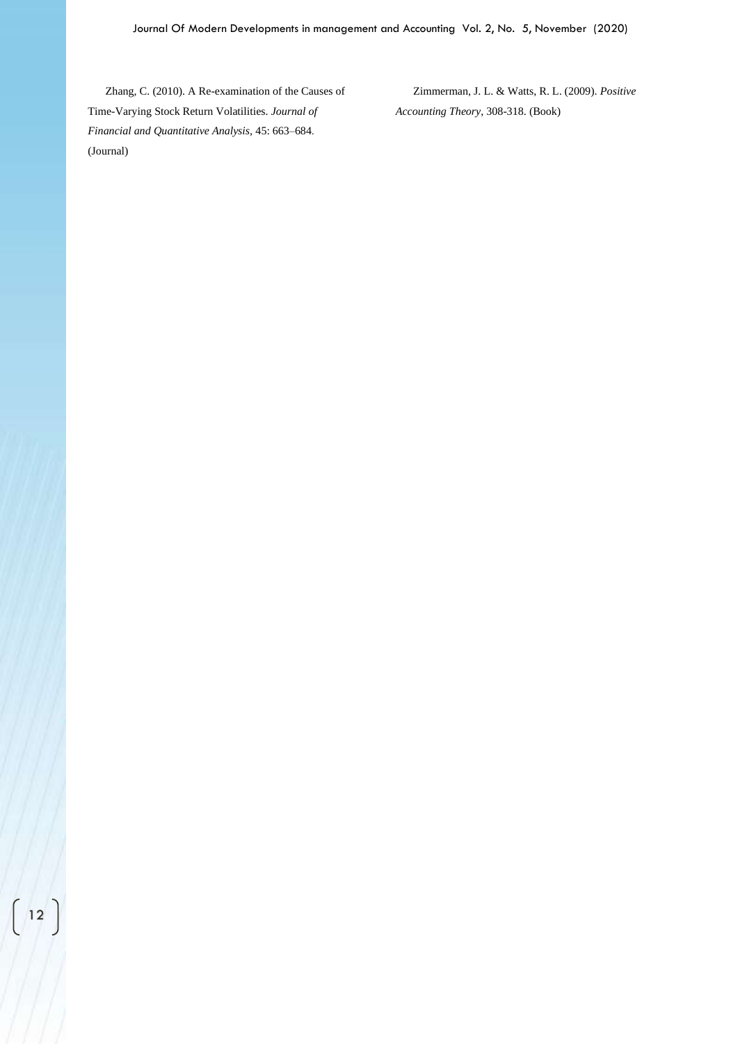Zhang, C. (2010). A Re-examination of the Causes of Time-Varying Stock Return Volatilities. *Journal of Financial and Quantitative Analysis*, 45: 663–684. (Journal)

Zimmerman, J. L. & Watts, R. L. (2009). *Positive Accounting Theory*, 308-318. (Book)